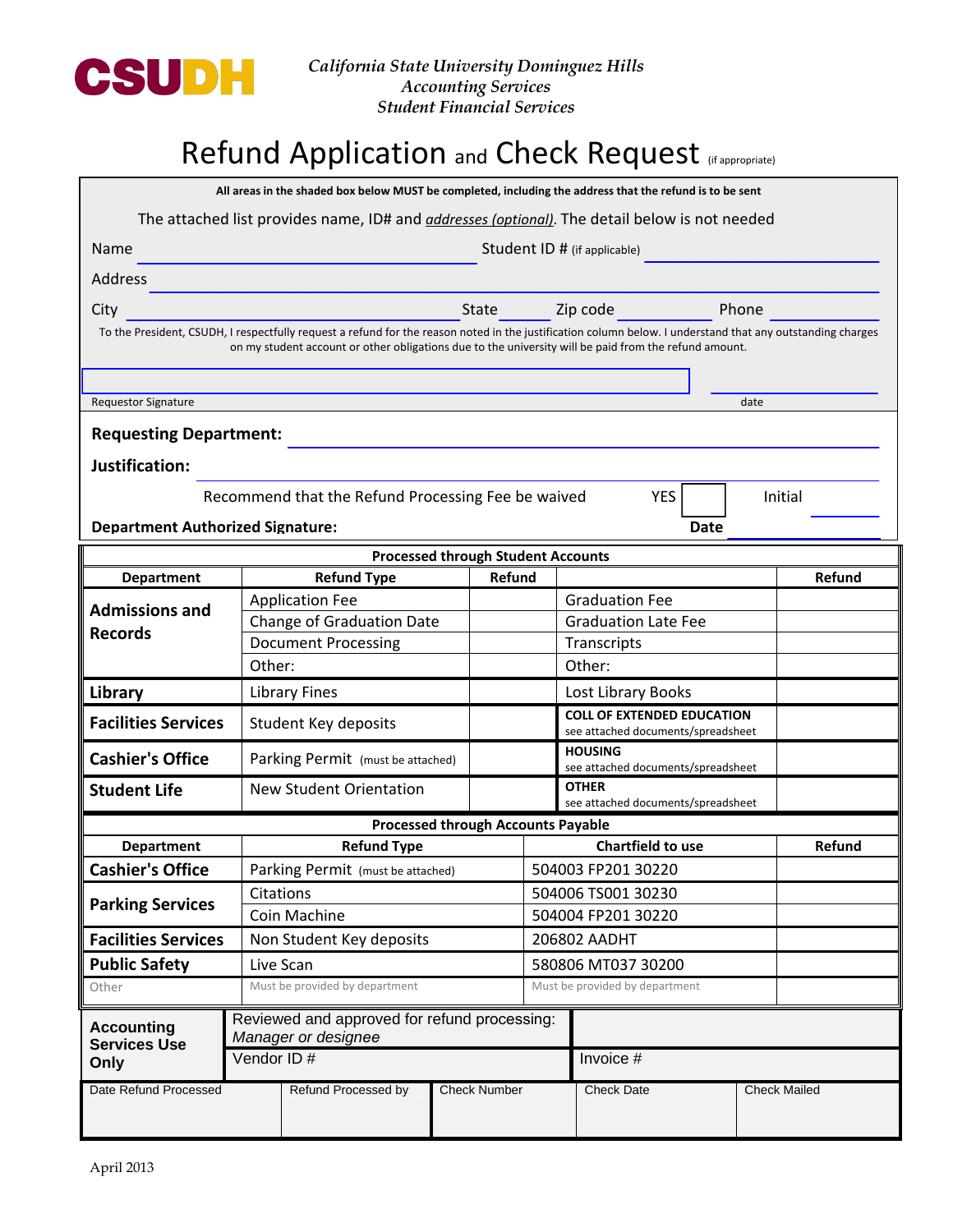**CSUDH**

*California State University Dominguez Hills*
*Accounting Services*
*Student Financial Services*

# Refund Application and Check Request (if appropriate)

**All areas in the shaded box below MUST be completed, including the address that the refund is to be sent**

The attached list provides name, ID# and *addresses (optional)*. The detail below is not needed

Name ______________________ Student ID # (if applicable) ______________________

Address ______________________

City ______________________ State ______ Zip code ______ Phone ______________________

To the President, CSUDH, I respectfully request a refund for the reason noted in the justification column below. I understand that any outstanding charges on my student account or other obligations due to the university will be paid from the refund amount.

Requestor Signature ______________________ date ______________________

**Requesting Department:** ______________________

**Justification:** ______________________

Recommend that the Refund Processing Fee be waived YES ☐ Initial ______

**Department Authorized Signature:** ______________________ **Date** ______________________

| **Processed through Student Accounts** | | | | |
|---|---|---|---|---|
| **Department** | **Refund Type** | **Refund** | | **Refund** |
| **Admissions and Records** | Application Fee | | Graduation Fee | |
| | Change of Graduation Date | | Graduation Late Fee | |
| | Document Processing | | Transcripts | |
| | Other: | | Other: | |
| **Library** | Library Fines | | Lost Library Books | |
| **Facilities Services** | Student Key deposits | | **COLL OF EXTENDED EDUCATION** see attached documents/spreadsheet | |
| **Cashier's Office** | Parking Permit (must be attached) | | **HOUSING** see attached documents/spreadsheet | |
| **Student Life** | New Student Orientation | | **OTHER** see attached documents/spreadsheet | |

| **Processed through Accounts Payable** | | | |
|---|---|---|---|
| **Department** | **Refund Type** | **Chartfield to use** | **Refund** |
| **Cashier's Office** | Parking Permit (must be attached) | 504003 FP201 30220 | |
| **Parking Services** | Citations | 504006 TS001 30230 | |
| | Coin Machine | 504004 FP201 30220 | |
| **Facilities Services** | Non Student Key deposits | 206802 AADHT | |
| **Public Safety** | Live Scan | 580806 MT037 30200 | |
| Other | Must be provided by department | Must be provided by department | |

| **Accounting Services Use Only** | Reviewed and approved for refund processing: *Manager or designee* | |
|---|---|---|
| | Vendor ID # | Invoice # |

| Date Refund Processed | Refund Processed by | Check Number | Check Date | Check Mailed |
|---|---|---|---|---|
| | | | | |

April 2013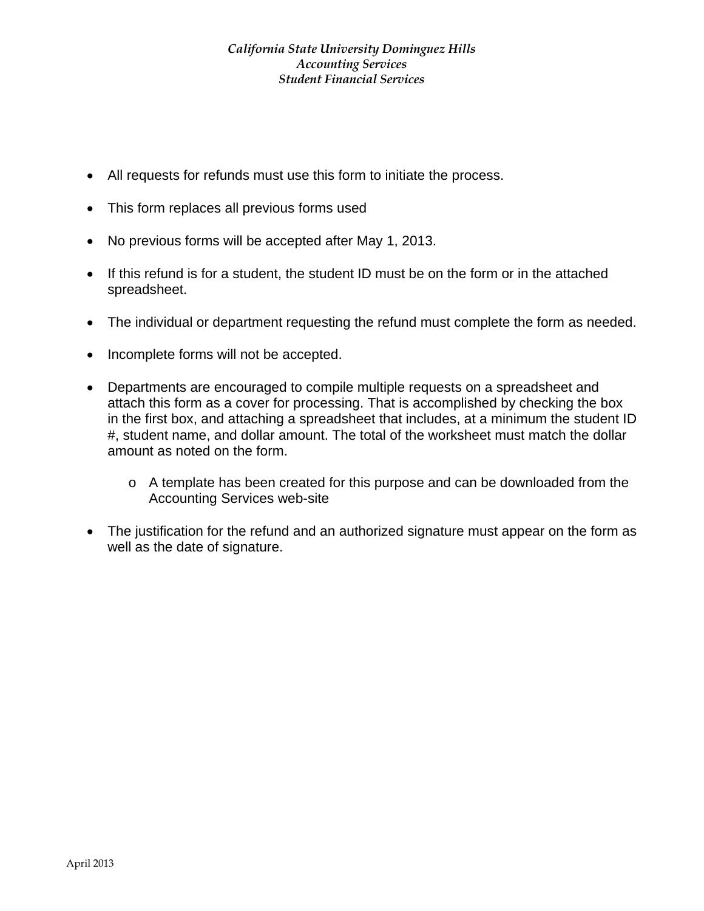*California State University Dominguez Hills*
*Accounting Services*
*Student Financial Services*

- All requests for refunds must use this form to initiate the process.
- This form replaces all previous forms used
- No previous forms will be accepted after May 1, 2013.
- If this refund is for a student, the student ID must be on the form or in the attached spreadsheet.
- The individual or department requesting the refund must complete the form as needed.
- Incomplete forms will not be accepted.
- Departments are encouraged to compile multiple requests on a spreadsheet and attach this form as a cover for processing. That is accomplished by checking the box in the first box, and attaching a spreadsheet that includes, at a minimum the student ID #, student name, and dollar amount. The total of the worksheet must match the dollar amount as noted on the form.
  - A template has been created for this purpose and can be downloaded from the Accounting Services web-site
- The justification for the refund and an authorized signature must appear on the form as well as the date of signature.

April 2013